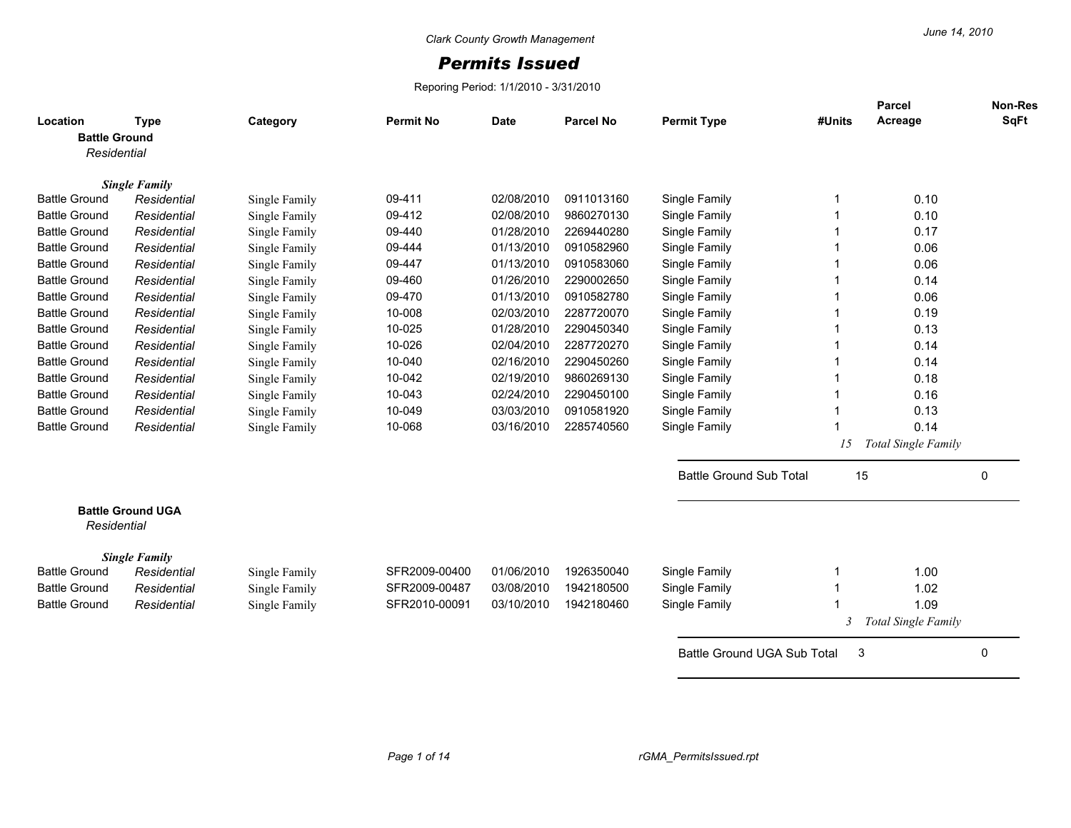Clark County Growth Management

# Permits Issued

Reporing Period: 1/1/2010 - 3/31/2010

June 14, 2010

| Location | Type | Category | Permit No | Date | Parcel No | Permit Type | #Units | Parcel Acreage | Non-Res SqFt |
|---|---|---|---|---|---|---|---|---|---|
| **Battle Ground** | | | | | | | | | |
| *Residential* | | | | | | | | | |
| ***Single Family*** | | | | | | | | | |
| Battle Ground | *Residential* | Single Family | 09-411 | 02/08/2010 | 0911013160 | Single Family | 1 | 0.10 | |
| Battle Ground | *Residential* | Single Family | 09-412 | 02/08/2010 | 9860270130 | Single Family | 1 | 0.10 | |
| Battle Ground | *Residential* | Single Family | 09-440 | 01/28/2010 | 2269440280 | Single Family | 1 | 0.17 | |
| Battle Ground | *Residential* | Single Family | 09-444 | 01/13/2010 | 0910582960 | Single Family | 1 | 0.06 | |
| Battle Ground | *Residential* | Single Family | 09-447 | 01/13/2010 | 0910583060 | Single Family | 1 | 0.06 | |
| Battle Ground | *Residential* | Single Family | 09-460 | 01/26/2010 | 2290002650 | Single Family | 1 | 0.14 | |
| Battle Ground | *Residential* | Single Family | 09-470 | 01/13/2010 | 0910582780 | Single Family | 1 | 0.06 | |
| Battle Ground | *Residential* | Single Family | 10-008 | 02/03/2010 | 2287720070 | Single Family | 1 | 0.19 | |
| Battle Ground | *Residential* | Single Family | 10-025 | 01/28/2010 | 2290450340 | Single Family | 1 | 0.13 | |
| Battle Ground | *Residential* | Single Family | 10-026 | 02/04/2010 | 2287720270 | Single Family | 1 | 0.14 | |
| Battle Ground | *Residential* | Single Family | 10-040 | 02/16/2010 | 2290450260 | Single Family | 1 | 0.14 | |
| Battle Ground | *Residential* | Single Family | 10-042 | 02/19/2010 | 9860269130 | Single Family | 1 | 0.18 | |
| Battle Ground | *Residential* | Single Family | 10-043 | 02/24/2010 | 2290450100 | Single Family | 1 | 0.16 | |
| Battle Ground | *Residential* | Single Family | 10-049 | 03/03/2010 | 0910581920 | Single Family | 1 | 0.13 | |
| Battle Ground | *Residential* | Single Family | 10-068 | 03/16/2010 | 2285740560 | Single Family | 1 | 0.14 | |
| | | | | | | | *15* | *Total Single Family* | |
| | | | | | | Battle Ground Sub Total | 15 | | 0 |
| **Battle Ground UGA** | | | | | | | | | |
| *Residential* | | | | | | | | | |
| ***Single Family*** | | | | | | | | | |
| Battle Ground | *Residential* | Single Family | SFR2009-00400 | 01/06/2010 | 1926350040 | Single Family | 1 | 1.00 | |
| Battle Ground | *Residential* | Single Family | SFR2009-00487 | 03/08/2010 | 1942180500 | Single Family | 1 | 1.02 | |
| Battle Ground | *Residential* | Single Family | SFR2010-00091 | 03/10/2010 | 1942180460 | Single Family | 1 | 1.09 | |
| | | | | | | | *3* | *Total Single Family* | |
| | | | | | | Battle Ground UGA Sub Total | 3 | | 0 |

rGMA_PermitsIssued.rpt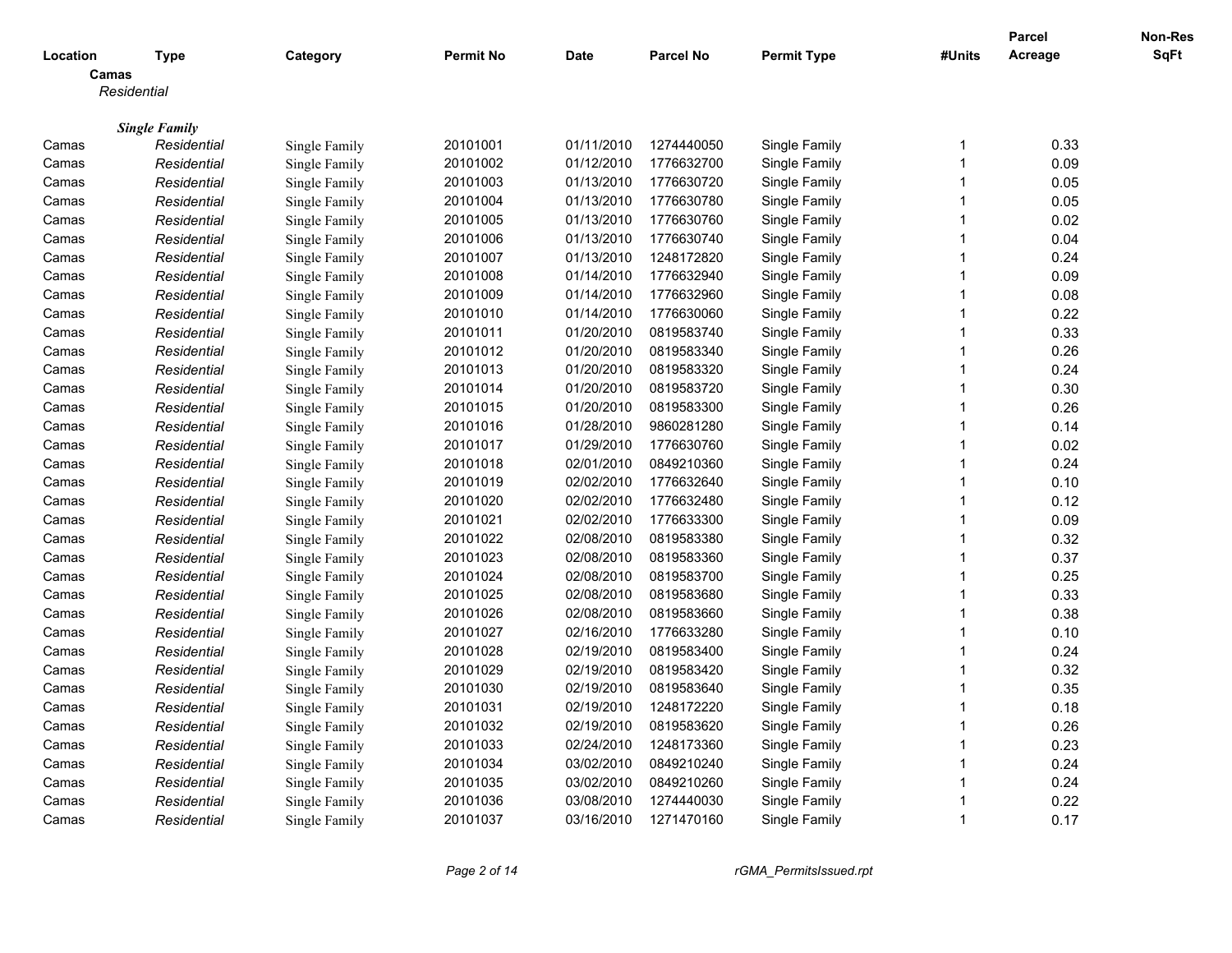| Location | Type | Category | Permit No | Date | Parcel No | Permit Type | #Units | Parcel Acreage | Non-Res SqFt |
|---|---|---|---|---|---|---|---|---|---|

**Camas**

*Residential*

***Single Family***

| Location | Type | Category | Permit No | Date | Parcel No | Permit Type | #Units | Parcel Acreage | Non-Res SqFt |
|---|---|---|---|---|---|---|---|---|---|
| Camas | *Residential* | Single Family | 20101001 | 01/11/2010 | 1274440050 | Single Family | 1 | 0.33 | |
| Camas | *Residential* | Single Family | 20101002 | 01/12/2010 | 1776632700 | Single Family | 1 | 0.09 | |
| Camas | *Residential* | Single Family | 20101003 | 01/13/2010 | 1776630720 | Single Family | 1 | 0.05 | |
| Camas | *Residential* | Single Family | 20101004 | 01/13/2010 | 1776630780 | Single Family | 1 | 0.05 | |
| Camas | *Residential* | Single Family | 20101005 | 01/13/2010 | 1776630760 | Single Family | 1 | 0.02 | |
| Camas | *Residential* | Single Family | 20101006 | 01/13/2010 | 1776630740 | Single Family | 1 | 0.04 | |
| Camas | *Residential* | Single Family | 20101007 | 01/13/2010 | 1248172820 | Single Family | 1 | 0.24 | |
| Camas | *Residential* | Single Family | 20101008 | 01/14/2010 | 1776632940 | Single Family | 1 | 0.09 | |
| Camas | *Residential* | Single Family | 20101009 | 01/14/2010 | 1776632960 | Single Family | 1 | 0.08 | |
| Camas | *Residential* | Single Family | 20101010 | 01/14/2010 | 1776630060 | Single Family | 1 | 0.22 | |
| Camas | *Residential* | Single Family | 20101011 | 01/20/2010 | 0819583740 | Single Family | 1 | 0.33 | |
| Camas | *Residential* | Single Family | 20101012 | 01/20/2010 | 0819583340 | Single Family | 1 | 0.26 | |
| Camas | *Residential* | Single Family | 20101013 | 01/20/2010 | 0819583320 | Single Family | 1 | 0.24 | |
| Camas | *Residential* | Single Family | 20101014 | 01/20/2010 | 0819583720 | Single Family | 1 | 0.30 | |
| Camas | *Residential* | Single Family | 20101015 | 01/20/2010 | 0819583300 | Single Family | 1 | 0.26 | |
| Camas | *Residential* | Single Family | 20101016 | 01/28/2010 | 9860281280 | Single Family | 1 | 0.14 | |
| Camas | *Residential* | Single Family | 20101017 | 01/29/2010 | 1776630760 | Single Family | 1 | 0.02 | |
| Camas | *Residential* | Single Family | 20101018 | 02/01/2010 | 0849210360 | Single Family | 1 | 0.24 | |
| Camas | *Residential* | Single Family | 20101019 | 02/02/2010 | 1776632640 | Single Family | 1 | 0.10 | |
| Camas | *Residential* | Single Family | 20101020 | 02/02/2010 | 1776632480 | Single Family | 1 | 0.12 | |
| Camas | *Residential* | Single Family | 20101021 | 02/02/2010 | 1776633300 | Single Family | 1 | 0.09 | |
| Camas | *Residential* | Single Family | 20101022 | 02/08/2010 | 0819583380 | Single Family | 1 | 0.32 | |
| Camas | *Residential* | Single Family | 20101023 | 02/08/2010 | 0819583360 | Single Family | 1 | 0.37 | |
| Camas | *Residential* | Single Family | 20101024 | 02/08/2010 | 0819583700 | Single Family | 1 | 0.25 | |
| Camas | *Residential* | Single Family | 20101025 | 02/08/2010 | 0819583680 | Single Family | 1 | 0.33 | |
| Camas | *Residential* | Single Family | 20101026 | 02/08/2010 | 0819583660 | Single Family | 1 | 0.38 | |
| Camas | *Residential* | Single Family | 20101027 | 02/16/2010 | 1776633280 | Single Family | 1 | 0.10 | |
| Camas | *Residential* | Single Family | 20101028 | 02/19/2010 | 0819583400 | Single Family | 1 | 0.24 | |
| Camas | *Residential* | Single Family | 20101029 | 02/19/2010 | 0819583420 | Single Family | 1 | 0.32 | |
| Camas | *Residential* | Single Family | 20101030 | 02/19/2010 | 0819583640 | Single Family | 1 | 0.35 | |
| Camas | *Residential* | Single Family | 20101031 | 02/19/2010 | 1248172220 | Single Family | 1 | 0.18 | |
| Camas | *Residential* | Single Family | 20101032 | 02/19/2010 | 0819583620 | Single Family | 1 | 0.26 | |
| Camas | *Residential* | Single Family | 20101033 | 02/24/2010 | 1248173360 | Single Family | 1 | 0.23 | |
| Camas | *Residential* | Single Family | 20101034 | 03/02/2010 | 0849210240 | Single Family | 1 | 0.24 | |
| Camas | *Residential* | Single Family | 20101035 | 03/02/2010 | 0849210260 | Single Family | 1 | 0.24 | |
| Camas | *Residential* | Single Family | 20101036 | 03/08/2010 | 1274440030 | Single Family | 1 | 0.22 | |
| Camas | *Residential* | Single Family | 20101037 | 03/16/2010 | 1271470160 | Single Family | 1 | 0.17 | |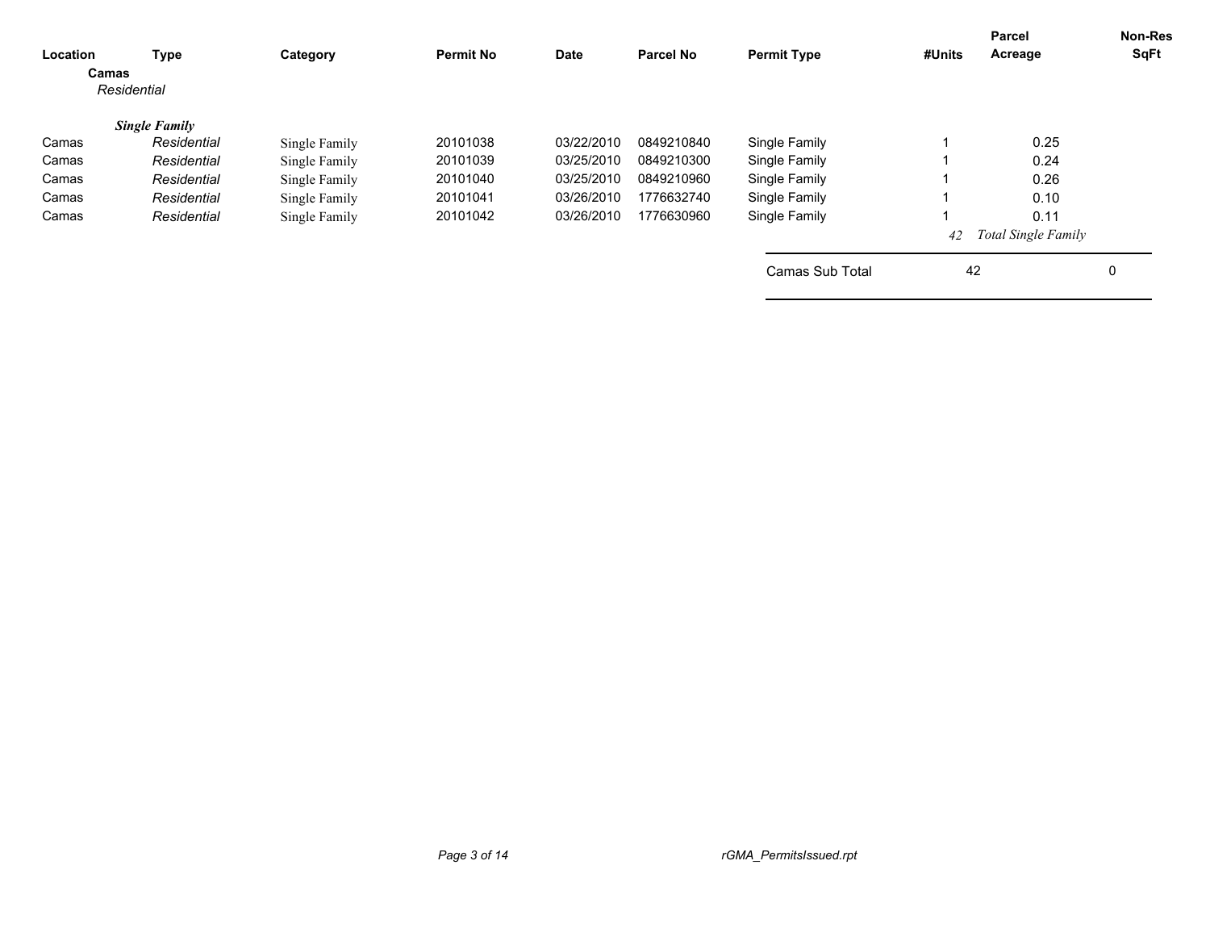| Location | Type | Category | Permit No | Date | Parcel No | Permit Type | #Units | Parcel Acreage | Non-Res SqFt |
|---|---|---|---|---|---|---|---|---|---|
| **Camas** | | | | | | | | | |
| *Residential* | | | | | | | | | |
| ***Single Family*** | | | | | | | | | |
| Camas | *Residential* | Single Family | 20101038 | 03/22/2010 | 0849210840 | Single Family | 1 | 0.25 | |
| Camas | *Residential* | Single Family | 20101039 | 03/25/2010 | 0849210300 | Single Family | 1 | 0.24 | |
| Camas | *Residential* | Single Family | 20101040 | 03/25/2010 | 0849210960 | Single Family | 1 | 0.26 | |
| Camas | *Residential* | Single Family | 20101041 | 03/26/2010 | 1776632740 | Single Family | 1 | 0.10 | |
| Camas | *Residential* | Single Family | 20101042 | 03/26/2010 | 1776630960 | Single Family | 1 | 0.11 | |
| | | | | | | | *42* | *Total Single Family* | |
| | | | | | | Camas Sub Total | 42 | | 0 |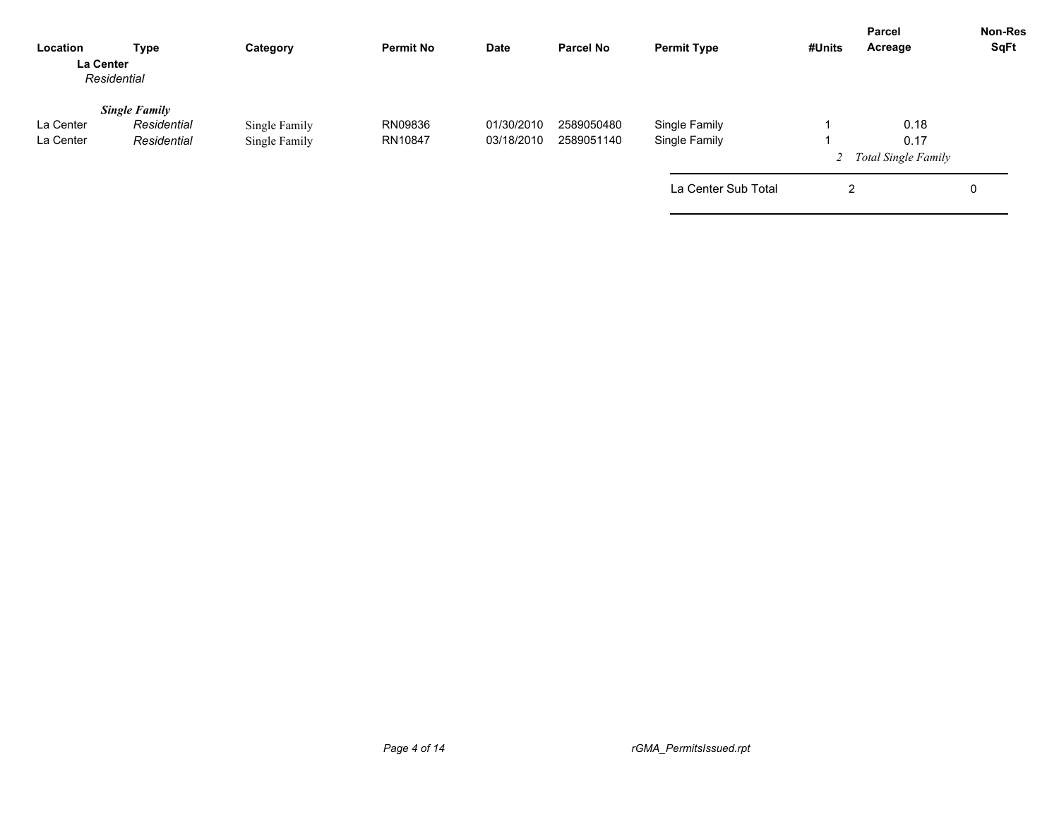| Location | Type | Category | Permit No | Date | Parcel No | Permit Type | #Units | Parcel Acreage | Non-Res SqFt |
|---|---|---|---|---|---|---|---|---|---|
| **La Center** | | | | | | | | | |
| *Residential* | | | | | | | | | |
| ***Single Family*** | | | | | | | | | |
| La Center | *Residential* | Single Family | RN09836 | 01/30/2010 | 2589050480 | Single Family | 1 | 0.18 | |
| La Center | *Residential* | Single Family | RN10847 | 03/18/2010 | 2589051140 | Single Family | 1 | 0.17 | |
| | | | | | | | *2* | *Total Single Family* | |
| | | | | | | La Center Sub Total | 2 | | 0 |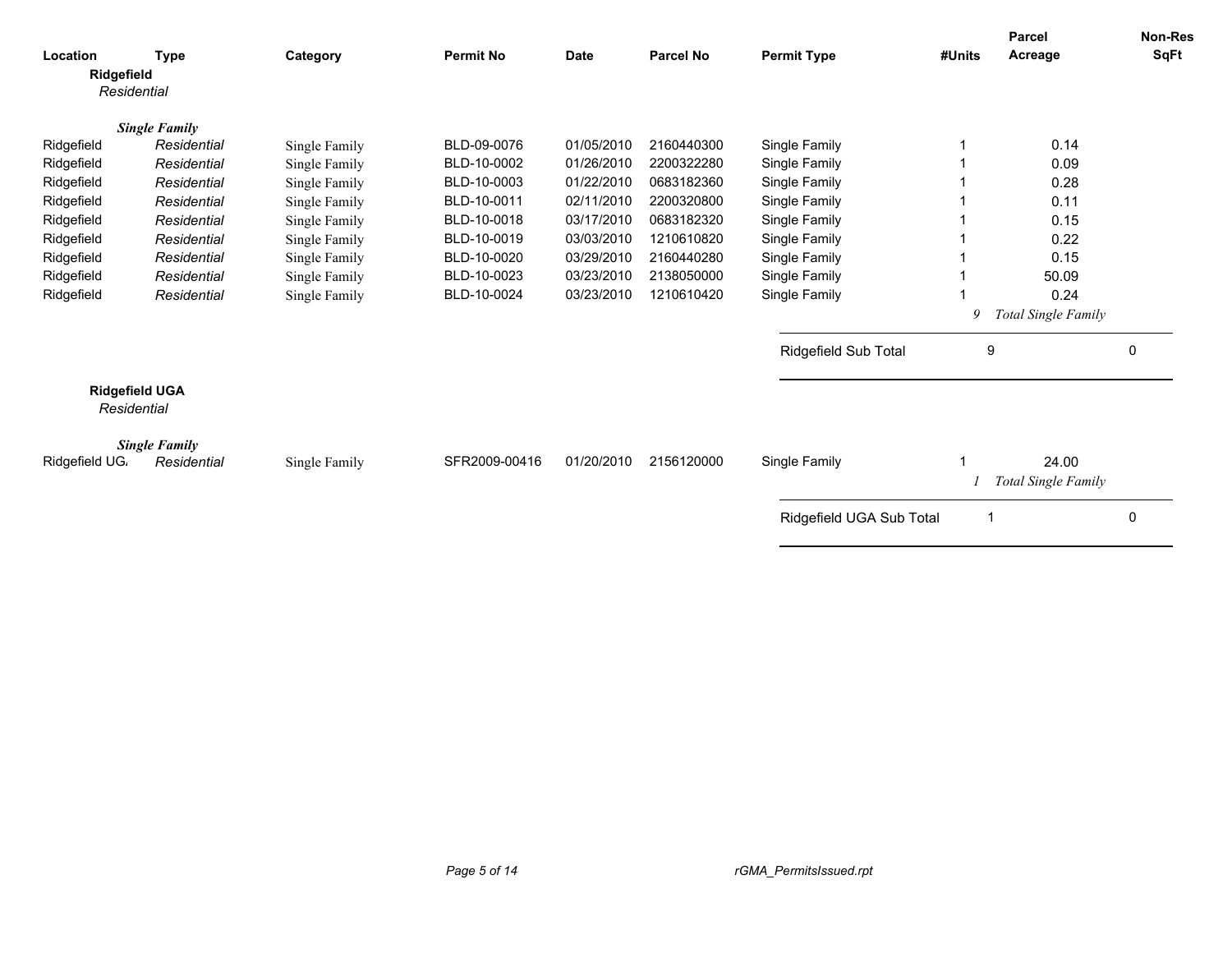| Location | Type | Category | Permit No | Date | Parcel No | Permit Type | #Units | Parcel Acreage | Non-Res SqFt |
|---|---|---|---|---|---|---|---|---|---|
| **Ridgefield** | | | | | | | | | |
| *Residential* | | | | | | | | | |
| ***Single Family*** | | | | | | | | | |
| Ridgefield | *Residential* | Single Family | BLD-09-0076 | 01/05/2010 | 2160440300 | Single Family | 1 | 0.14 | |
| Ridgefield | *Residential* | Single Family | BLD-10-0002 | 01/26/2010 | 2200322280 | Single Family | 1 | 0.09 | |
| Ridgefield | *Residential* | Single Family | BLD-10-0003 | 01/22/2010 | 0683182360 | Single Family | 1 | 0.28 | |
| Ridgefield | *Residential* | Single Family | BLD-10-0011 | 02/11/2010 | 2200320800 | Single Family | 1 | 0.11 | |
| Ridgefield | *Residential* | Single Family | BLD-10-0018 | 03/17/2010 | 0683182320 | Single Family | 1 | 0.15 | |
| Ridgefield | *Residential* | Single Family | BLD-10-0019 | 03/03/2010 | 1210610820 | Single Family | 1 | 0.22 | |
| Ridgefield | *Residential* | Single Family | BLD-10-0020 | 03/29/2010 | 2160440280 | Single Family | 1 | 0.15 | |
| Ridgefield | *Residential* | Single Family | BLD-10-0023 | 03/23/2010 | 2138050000 | Single Family | 1 | 50.09 | |
| Ridgefield | *Residential* | Single Family | BLD-10-0024 | 03/23/2010 | 1210610420 | Single Family | 1 | 0.24 | |
| | | | | | | | *9* | *Total Single Family* | |
| | | | | | | Ridgefield Sub Total | 9 | | 0 |
| **Ridgefield UGA** | | | | | | | | | |
| *Residential* | | | | | | | | | |
| ***Single Family*** | | | | | | | | | |
| Ridgefield UG/ | *Residential* | Single Family | SFR2009-00416 | 01/20/2010 | 2156120000 | Single Family | 1 | 24.00 | |
| | | | | | | | *1* | *Total Single Family* | |
| | | | | | | Ridgefield UGA Sub Total | 1 | | 0 |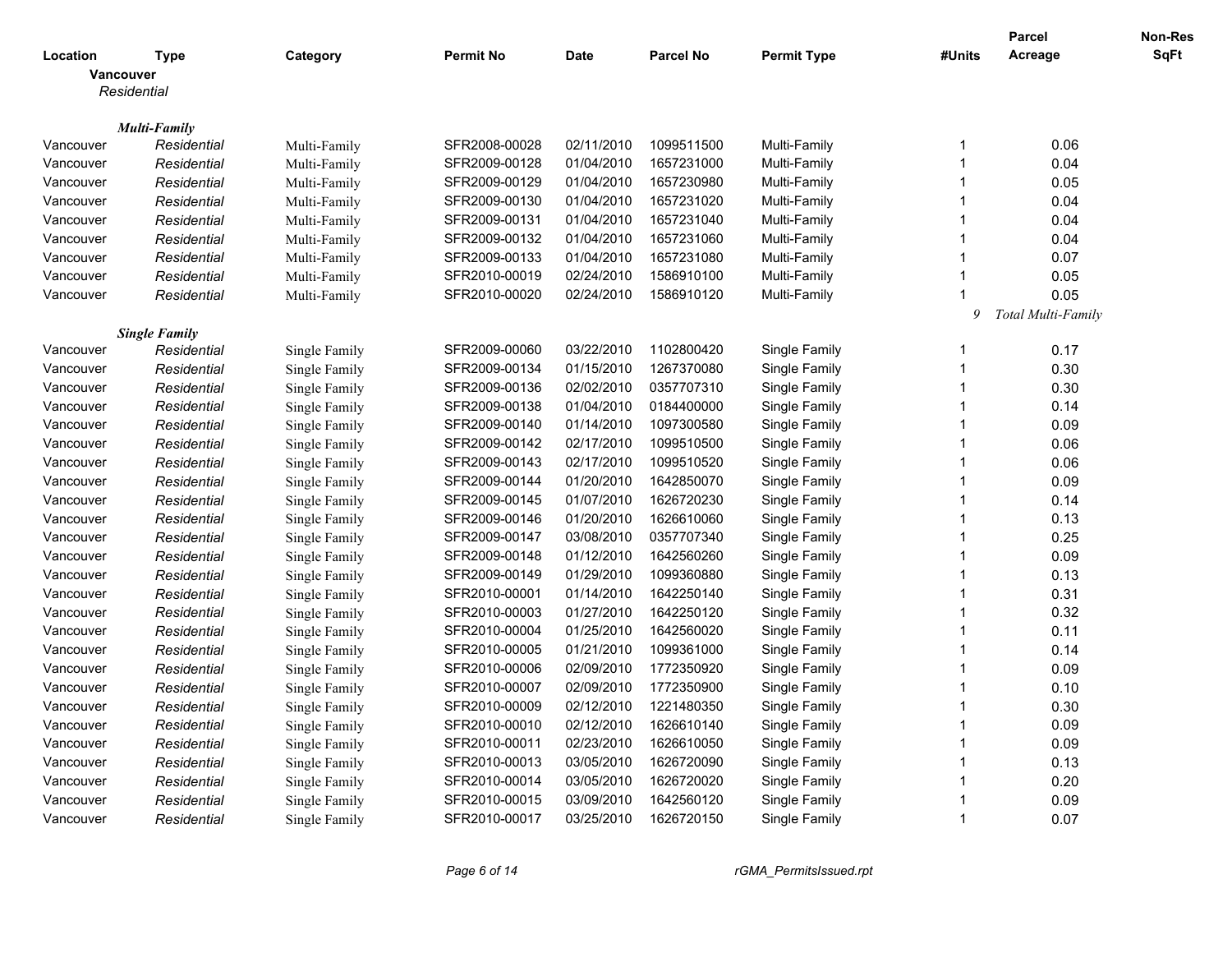| Location | Type | Category | Permit No | Date | Parcel No | Permit Type | #Units | Parcel Acreage | Non-Res SqFt |
|---|---|---|---|---|---|---|---|---|---|
| **Vancouver** | | | | | | | | | |
| *Residential* | | | | | | | | | |
| ***Multi-Family*** | | | | | | | | | |
| Vancouver | *Residential* | Multi-Family | SFR2008-00028 | 02/11/2010 | 1099511500 | Multi-Family | 1 | 0.06 | |
| Vancouver | *Residential* | Multi-Family | SFR2009-00128 | 01/04/2010 | 1657231000 | Multi-Family | 1 | 0.04 | |
| Vancouver | *Residential* | Multi-Family | SFR2009-00129 | 01/04/2010 | 1657230980 | Multi-Family | 1 | 0.05 | |
| Vancouver | *Residential* | Multi-Family | SFR2009-00130 | 01/04/2010 | 1657231020 | Multi-Family | 1 | 0.04 | |
| Vancouver | *Residential* | Multi-Family | SFR2009-00131 | 01/04/2010 | 1657231040 | Multi-Family | 1 | 0.04 | |
| Vancouver | *Residential* | Multi-Family | SFR2009-00132 | 01/04/2010 | 1657231060 | Multi-Family | 1 | 0.04 | |
| Vancouver | *Residential* | Multi-Family | SFR2009-00133 | 01/04/2010 | 1657231080 | Multi-Family | 1 | 0.07 | |
| Vancouver | *Residential* | Multi-Family | SFR2010-00019 | 02/24/2010 | 1586910100 | Multi-Family | 1 | 0.05 | |
| Vancouver | *Residential* | Multi-Family | SFR2010-00020 | 02/24/2010 | 1586910120 | Multi-Family | 1 | 0.05 | |
| | | | | | | | *9* | *Total Multi-Family* | |
| ***Single Family*** | | | | | | | | | |
| Vancouver | *Residential* | Single Family | SFR2009-00060 | 03/22/2010 | 1102800420 | Single Family | 1 | 0.17 | |
| Vancouver | *Residential* | Single Family | SFR2009-00134 | 01/15/2010 | 1267370080 | Single Family | 1 | 0.30 | |
| Vancouver | *Residential* | Single Family | SFR2009-00136 | 02/02/2010 | 0357707310 | Single Family | 1 | 0.30 | |
| Vancouver | *Residential* | Single Family | SFR2009-00138 | 01/04/2010 | 0184400000 | Single Family | 1 | 0.14 | |
| Vancouver | *Residential* | Single Family | SFR2009-00140 | 01/14/2010 | 1097300580 | Single Family | 1 | 0.09 | |
| Vancouver | *Residential* | Single Family | SFR2009-00142 | 02/17/2010 | 1099510500 | Single Family | 1 | 0.06 | |
| Vancouver | *Residential* | Single Family | SFR2009-00143 | 02/17/2010 | 1099510520 | Single Family | 1 | 0.06 | |
| Vancouver | *Residential* | Single Family | SFR2009-00144 | 01/20/2010 | 1642850070 | Single Family | 1 | 0.09 | |
| Vancouver | *Residential* | Single Family | SFR2009-00145 | 01/07/2010 | 1626720230 | Single Family | 1 | 0.14 | |
| Vancouver | *Residential* | Single Family | SFR2009-00146 | 01/20/2010 | 1626610060 | Single Family | 1 | 0.13 | |
| Vancouver | *Residential* | Single Family | SFR2009-00147 | 03/08/2010 | 0357707340 | Single Family | 1 | 0.25 | |
| Vancouver | *Residential* | Single Family | SFR2009-00148 | 01/12/2010 | 1642560260 | Single Family | 1 | 0.09 | |
| Vancouver | *Residential* | Single Family | SFR2009-00149 | 01/29/2010 | 1099360880 | Single Family | 1 | 0.13 | |
| Vancouver | *Residential* | Single Family | SFR2010-00001 | 01/14/2010 | 1642250140 | Single Family | 1 | 0.31 | |
| Vancouver | *Residential* | Single Family | SFR2010-00003 | 01/27/2010 | 1642250120 | Single Family | 1 | 0.32 | |
| Vancouver | *Residential* | Single Family | SFR2010-00004 | 01/25/2010 | 1642560020 | Single Family | 1 | 0.11 | |
| Vancouver | *Residential* | Single Family | SFR2010-00005 | 01/21/2010 | 1099361000 | Single Family | 1 | 0.14 | |
| Vancouver | *Residential* | Single Family | SFR2010-00006 | 02/09/2010 | 1772350920 | Single Family | 1 | 0.09 | |
| Vancouver | *Residential* | Single Family | SFR2010-00007 | 02/09/2010 | 1772350900 | Single Family | 1 | 0.10 | |
| Vancouver | *Residential* | Single Family | SFR2010-00009 | 02/12/2010 | 1221480350 | Single Family | 1 | 0.30 | |
| Vancouver | *Residential* | Single Family | SFR2010-00010 | 02/12/2010 | 1626610140 | Single Family | 1 | 0.09 | |
| Vancouver | *Residential* | Single Family | SFR2010-00011 | 02/23/2010 | 1626610050 | Single Family | 1 | 0.09 | |
| Vancouver | *Residential* | Single Family | SFR2010-00013 | 03/05/2010 | 1626720090 | Single Family | 1 | 0.13 | |
| Vancouver | *Residential* | Single Family | SFR2010-00014 | 03/05/2010 | 1626720020 | Single Family | 1 | 0.20 | |
| Vancouver | *Residential* | Single Family | SFR2010-00015 | 03/09/2010 | 1642560120 | Single Family | 1 | 0.09 | |
| Vancouver | *Residential* | Single Family | SFR2010-00017 | 03/25/2010 | 1626720150 | Single Family | 1 | 0.07 | |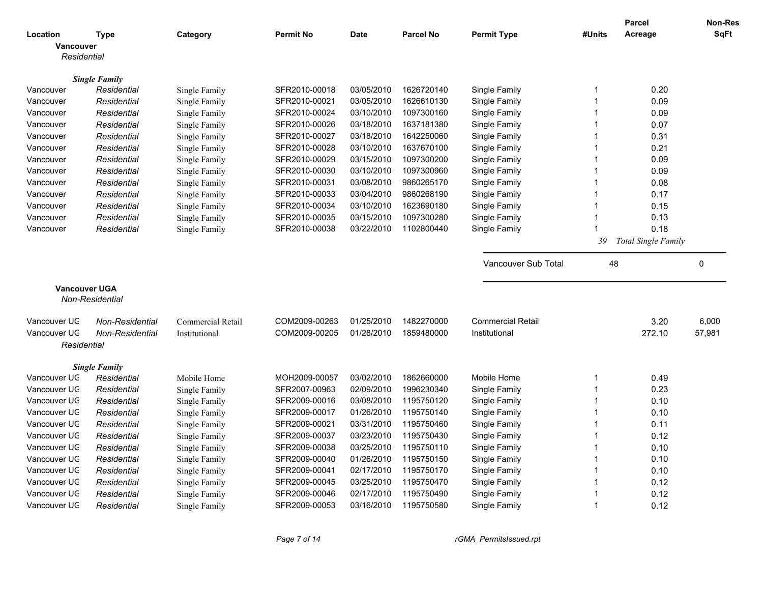| Location | Type | Category | Permit No | Date | Parcel No | Permit Type | #Units | Parcel Acreage | Non-Res SqFt |
|---|---|---|---|---|---|---|---|---|---|
| **Vancouver** | | | | | | | | | |
| *Residential* | | | | | | | | | |
| | ***Single Family*** | | | | | | | | |
| Vancouver | *Residential* | Single Family | SFR2010-00018 | 03/05/2010 | 1626720140 | Single Family | 1 | 0.20 | |
| Vancouver | *Residential* | Single Family | SFR2010-00021 | 03/05/2010 | 1626610130 | Single Family | 1 | 0.09 | |
| Vancouver | *Residential* | Single Family | SFR2010-00024 | 03/10/2010 | 1097300160 | Single Family | 1 | 0.09 | |
| Vancouver | *Residential* | Single Family | SFR2010-00026 | 03/18/2010 | 1637181380 | Single Family | 1 | 0.07 | |
| Vancouver | *Residential* | Single Family | SFR2010-00027 | 03/18/2010 | 1642250060 | Single Family | 1 | 0.31 | |
| Vancouver | *Residential* | Single Family | SFR2010-00028 | 03/10/2010 | 1637670100 | Single Family | 1 | 0.21 | |
| Vancouver | *Residential* | Single Family | SFR2010-00029 | 03/15/2010 | 1097300200 | Single Family | 1 | 0.09 | |
| Vancouver | *Residential* | Single Family | SFR2010-00030 | 03/10/2010 | 1097300960 | Single Family | 1 | 0.09 | |
| Vancouver | *Residential* | Single Family | SFR2010-00031 | 03/08/2010 | 9860265170 | Single Family | 1 | 0.08 | |
| Vancouver | *Residential* | Single Family | SFR2010-00033 | 03/04/2010 | 9860268190 | Single Family | 1 | 0.17 | |
| Vancouver | *Residential* | Single Family | SFR2010-00034 | 03/10/2010 | 1623690180 | Single Family | 1 | 0.15 | |
| Vancouver | *Residential* | Single Family | SFR2010-00035 | 03/15/2010 | 1097300280 | Single Family | 1 | 0.13 | |
| Vancouver | *Residential* | Single Family | SFR2010-00038 | 03/22/2010 | 1102800440 | Single Family | 1 | 0.18 | |
| | | | | | | | *39* | *Total Single Family* | |
| | | | | | | Vancouver Sub Total | 48 | | 0 |
| **Vancouver UGA** | | | | | | | | | |
| *Non-Residential* | | | | | | | | | |
| Vancouver UG | *Non-Residential* | Commercial Retail | COM2009-00263 | 01/25/2010 | 1482270000 | Commercial Retail | | 3.20 | 6,000 |
| Vancouver UG | *Non-Residential* | Institutional | COM2009-00205 | 01/28/2010 | 1859480000 | Institutional | | 272.10 | 57,981 |
| *Residential* | | | | | | | | | |
| | ***Single Family*** | | | | | | | | |
| Vancouver UG | *Residential* | Mobile Home | MOH2009-00057 | 03/02/2010 | 1862660000 | Mobile Home | 1 | 0.49 | |
| Vancouver UG | *Residential* | Single Family | SFR2007-00963 | 02/09/2010 | 1996230340 | Single Family | 1 | 0.23 | |
| Vancouver UG | *Residential* | Single Family | SFR2009-00016 | 03/08/2010 | 1195750120 | Single Family | 1 | 0.10 | |
| Vancouver UG | *Residential* | Single Family | SFR2009-00017 | 01/26/2010 | 1195750140 | Single Family | 1 | 0.10 | |
| Vancouver UG | *Residential* | Single Family | SFR2009-00021 | 03/31/2010 | 1195750460 | Single Family | 1 | 0.11 | |
| Vancouver UG | *Residential* | Single Family | SFR2009-00037 | 03/23/2010 | 1195750430 | Single Family | 1 | 0.12 | |
| Vancouver UG | *Residential* | Single Family | SFR2009-00038 | 03/25/2010 | 1195750110 | Single Family | 1 | 0.10 | |
| Vancouver UG | *Residential* | Single Family | SFR2009-00040 | 01/26/2010 | 1195750150 | Single Family | 1 | 0.10 | |
| Vancouver UG | *Residential* | Single Family | SFR2009-00041 | 02/17/2010 | 1195750170 | Single Family | 1 | 0.10 | |
| Vancouver UG | *Residential* | Single Family | SFR2009-00045 | 03/25/2010 | 1195750470 | Single Family | 1 | 0.12 | |
| Vancouver UG | *Residential* | Single Family | SFR2009-00046 | 02/17/2010 | 1195750490 | Single Family | 1 | 0.12 | |
| Vancouver UG | *Residential* | Single Family | SFR2009-00053 | 03/16/2010 | 1195750580 | Single Family | 1 | 0.12 | |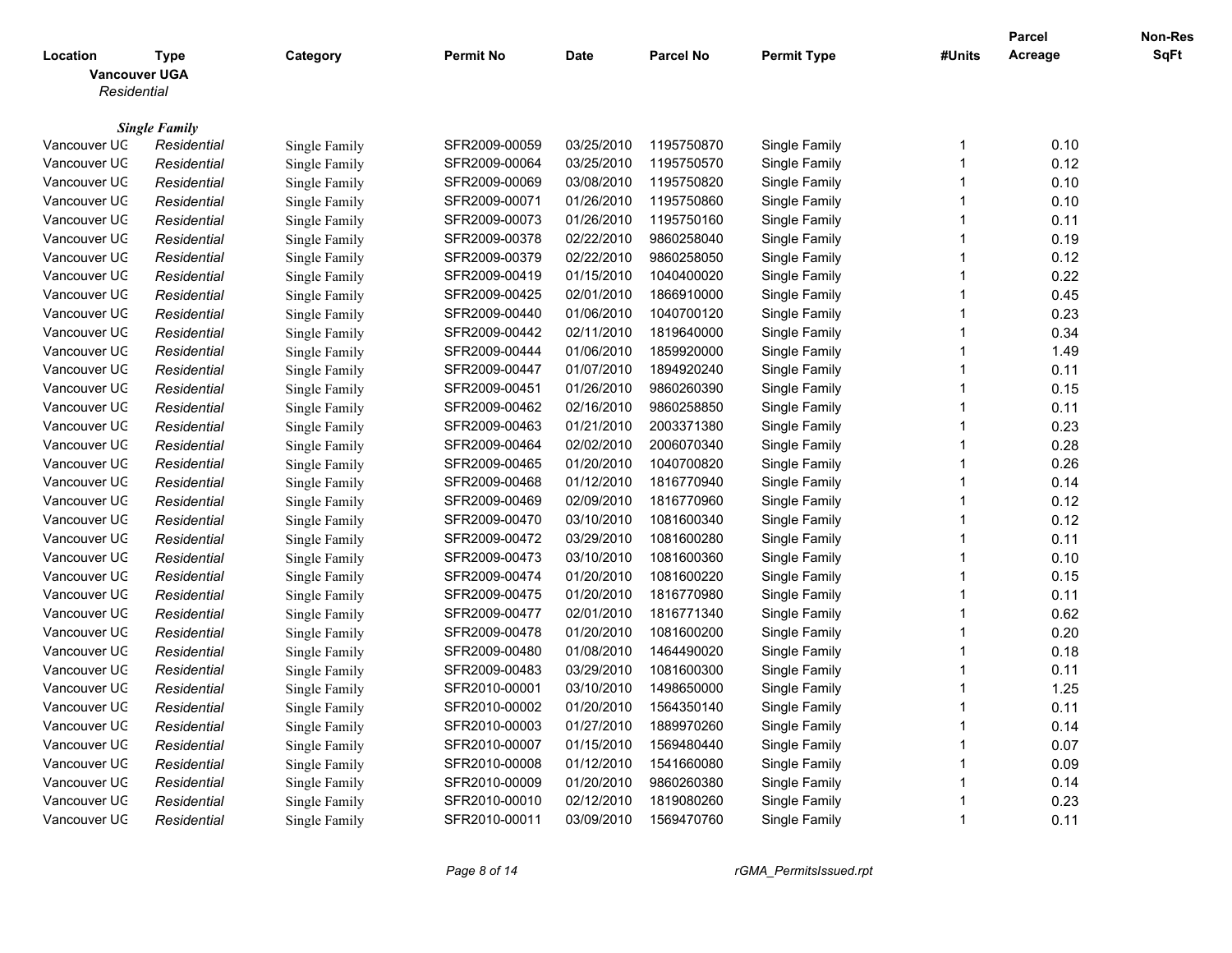| Location | Type | Category | Permit No | Date | Parcel No | Permit Type | #Units | Parcel Acreage | Non-Res SqFt |
|---|---|---|---|---|---|---|---|---|---|
| **Vancouver UGA** | | | | | | | | | |
| *Residential* | | | | | | | | | |
| ***Single Family*** | | | | | | | | | |
| Vancouver UG | *Residential* | Single Family | SFR2009-00059 | 03/25/2010 | 1195750870 | Single Family | 1 | 0.10 | |
| Vancouver UG | *Residential* | Single Family | SFR2009-00064 | 03/25/2010 | 1195750570 | Single Family | 1 | 0.12 | |
| Vancouver UG | *Residential* | Single Family | SFR2009-00069 | 03/08/2010 | 1195750820 | Single Family | 1 | 0.10 | |
| Vancouver UG | *Residential* | Single Family | SFR2009-00071 | 01/26/2010 | 1195750860 | Single Family | 1 | 0.10 | |
| Vancouver UG | *Residential* | Single Family | SFR2009-00073 | 01/26/2010 | 1195750160 | Single Family | 1 | 0.11 | |
| Vancouver UG | *Residential* | Single Family | SFR2009-00378 | 02/22/2010 | 9860258040 | Single Family | 1 | 0.19 | |
| Vancouver UG | *Residential* | Single Family | SFR2009-00379 | 02/22/2010 | 9860258050 | Single Family | 1 | 0.12 | |
| Vancouver UG | *Residential* | Single Family | SFR2009-00419 | 01/15/2010 | 1040400020 | Single Family | 1 | 0.22 | |
| Vancouver UG | *Residential* | Single Family | SFR2009-00425 | 02/01/2010 | 1866910000 | Single Family | 1 | 0.45 | |
| Vancouver UG | *Residential* | Single Family | SFR2009-00440 | 01/06/2010 | 1040700120 | Single Family | 1 | 0.23 | |
| Vancouver UG | *Residential* | Single Family | SFR2009-00442 | 02/11/2010 | 1819640000 | Single Family | 1 | 0.34 | |
| Vancouver UG | *Residential* | Single Family | SFR2009-00444 | 01/06/2010 | 1859920000 | Single Family | 1 | 1.49 | |
| Vancouver UG | *Residential* | Single Family | SFR2009-00447 | 01/07/2010 | 1894920240 | Single Family | 1 | 0.11 | |
| Vancouver UG | *Residential* | Single Family | SFR2009-00451 | 01/26/2010 | 9860260390 | Single Family | 1 | 0.15 | |
| Vancouver UG | *Residential* | Single Family | SFR2009-00462 | 02/16/2010 | 9860258850 | Single Family | 1 | 0.11 | |
| Vancouver UG | *Residential* | Single Family | SFR2009-00463 | 01/21/2010 | 2003371380 | Single Family | 1 | 0.23 | |
| Vancouver UG | *Residential* | Single Family | SFR2009-00464 | 02/02/2010 | 2006070340 | Single Family | 1 | 0.28 | |
| Vancouver UG | *Residential* | Single Family | SFR2009-00465 | 01/20/2010 | 1040700820 | Single Family | 1 | 0.26 | |
| Vancouver UG | *Residential* | Single Family | SFR2009-00468 | 01/12/2010 | 1816770940 | Single Family | 1 | 0.14 | |
| Vancouver UG | *Residential* | Single Family | SFR2009-00469 | 02/09/2010 | 1816770960 | Single Family | 1 | 0.12 | |
| Vancouver UG | *Residential* | Single Family | SFR2009-00470 | 03/10/2010 | 1081600340 | Single Family | 1 | 0.12 | |
| Vancouver UG | *Residential* | Single Family | SFR2009-00472 | 03/29/2010 | 1081600280 | Single Family | 1 | 0.11 | |
| Vancouver UG | *Residential* | Single Family | SFR2009-00473 | 03/10/2010 | 1081600360 | Single Family | 1 | 0.10 | |
| Vancouver UG | *Residential* | Single Family | SFR2009-00474 | 01/20/2010 | 1081600220 | Single Family | 1 | 0.15 | |
| Vancouver UG | *Residential* | Single Family | SFR2009-00475 | 01/20/2010 | 1816770980 | Single Family | 1 | 0.11 | |
| Vancouver UG | *Residential* | Single Family | SFR2009-00477 | 02/01/2010 | 1816771340 | Single Family | 1 | 0.62 | |
| Vancouver UG | *Residential* | Single Family | SFR2009-00478 | 01/20/2010 | 1081600200 | Single Family | 1 | 0.20 | |
| Vancouver UG | *Residential* | Single Family | SFR2009-00480 | 01/08/2010 | 1464490020 | Single Family | 1 | 0.18 | |
| Vancouver UG | *Residential* | Single Family | SFR2009-00483 | 03/29/2010 | 1081600300 | Single Family | 1 | 0.11 | |
| Vancouver UG | *Residential* | Single Family | SFR2010-00001 | 03/10/2010 | 1498650000 | Single Family | 1 | 1.25 | |
| Vancouver UG | *Residential* | Single Family | SFR2010-00002 | 01/20/2010 | 1564350140 | Single Family | 1 | 0.11 | |
| Vancouver UG | *Residential* | Single Family | SFR2010-00003 | 01/27/2010 | 1889970260 | Single Family | 1 | 0.14 | |
| Vancouver UG | *Residential* | Single Family | SFR2010-00007 | 01/15/2010 | 1569480440 | Single Family | 1 | 0.07 | |
| Vancouver UG | *Residential* | Single Family | SFR2010-00008 | 01/12/2010 | 1541660080 | Single Family | 1 | 0.09 | |
| Vancouver UG | *Residential* | Single Family | SFR2010-00009 | 01/20/2010 | 9860260380 | Single Family | 1 | 0.14 | |
| Vancouver UG | *Residential* | Single Family | SFR2010-00010 | 02/12/2010 | 1819080260 | Single Family | 1 | 0.23 | |
| Vancouver UG | *Residential* | Single Family | SFR2010-00011 | 03/09/2010 | 1569470760 | Single Family | 1 | 0.11 | |

rGMA_PermitsIssued.rpt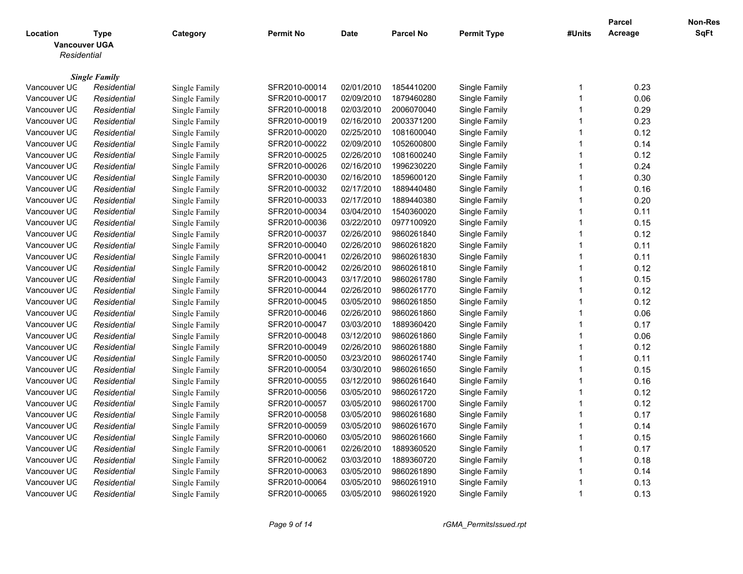| Location | Type | Category | Permit No | Date | Parcel No | Permit Type | #Units | Parcel Acreage | Non-Res SqFt |
|---|---|---|---|---|---|---|---|---|---|

**Vancouver UGA**

*Residential*

***Single Family***

| Location | Type | Category | Permit No | Date | Parcel No | Permit Type | #Units | Parcel Acreage | Non-Res SqFt |
|---|---|---|---|---|---|---|---|---|---|
| Vancouver UG | *Residential* | Single Family | SFR2010-00014 | 02/01/2010 | 1854410200 | Single Family | 1 | 0.23 | |
| Vancouver UG | *Residential* | Single Family | SFR2010-00017 | 02/09/2010 | 1879460280 | Single Family | 1 | 0.06 | |
| Vancouver UG | *Residential* | Single Family | SFR2010-00018 | 02/03/2010 | 2006070040 | Single Family | 1 | 0.29 | |
| Vancouver UG | *Residential* | Single Family | SFR2010-00019 | 02/16/2010 | 2003371200 | Single Family | 1 | 0.23 | |
| Vancouver UG | *Residential* | Single Family | SFR2010-00020 | 02/25/2010 | 1081600040 | Single Family | 1 | 0.12 | |
| Vancouver UG | *Residential* | Single Family | SFR2010-00022 | 02/09/2010 | 1052600800 | Single Family | 1 | 0.14 | |
| Vancouver UG | *Residential* | Single Family | SFR2010-00025 | 02/26/2010 | 1081600240 | Single Family | 1 | 0.12 | |
| Vancouver UG | *Residential* | Single Family | SFR2010-00026 | 02/16/2010 | 1996230220 | Single Family | 1 | 0.24 | |
| Vancouver UG | *Residential* | Single Family | SFR2010-00030 | 02/16/2010 | 1859600120 | Single Family | 1 | 0.30 | |
| Vancouver UG | *Residential* | Single Family | SFR2010-00032 | 02/17/2010 | 1889440480 | Single Family | 1 | 0.16 | |
| Vancouver UG | *Residential* | Single Family | SFR2010-00033 | 02/17/2010 | 1889440380 | Single Family | 1 | 0.20 | |
| Vancouver UG | *Residential* | Single Family | SFR2010-00034 | 03/04/2010 | 1540360020 | Single Family | 1 | 0.11 | |
| Vancouver UG | *Residential* | Single Family | SFR2010-00036 | 03/22/2010 | 0977100920 | Single Family | 1 | 0.15 | |
| Vancouver UG | *Residential* | Single Family | SFR2010-00037 | 02/26/2010 | 9860261840 | Single Family | 1 | 0.12 | |
| Vancouver UG | *Residential* | Single Family | SFR2010-00040 | 02/26/2010 | 9860261820 | Single Family | 1 | 0.11 | |
| Vancouver UG | *Residential* | Single Family | SFR2010-00041 | 02/26/2010 | 9860261830 | Single Family | 1 | 0.11 | |
| Vancouver UG | *Residential* | Single Family | SFR2010-00042 | 02/26/2010 | 9860261810 | Single Family | 1 | 0.12 | |
| Vancouver UG | *Residential* | Single Family | SFR2010-00043 | 03/17/2010 | 9860261780 | Single Family | 1 | 0.15 | |
| Vancouver UG | *Residential* | Single Family | SFR2010-00044 | 02/26/2010 | 9860261770 | Single Family | 1 | 0.12 | |
| Vancouver UG | *Residential* | Single Family | SFR2010-00045 | 03/05/2010 | 9860261850 | Single Family | 1 | 0.12 | |
| Vancouver UG | *Residential* | Single Family | SFR2010-00046 | 02/26/2010 | 9860261860 | Single Family | 1 | 0.06 | |
| Vancouver UG | *Residential* | Single Family | SFR2010-00047 | 03/03/2010 | 1889360420 | Single Family | 1 | 0.17 | |
| Vancouver UG | *Residential* | Single Family | SFR2010-00048 | 03/12/2010 | 9860261860 | Single Family | 1 | 0.06 | |
| Vancouver UG | *Residential* | Single Family | SFR2010-00049 | 02/26/2010 | 9860261880 | Single Family | 1 | 0.12 | |
| Vancouver UG | *Residential* | Single Family | SFR2010-00050 | 03/23/2010 | 9860261740 | Single Family | 1 | 0.11 | |
| Vancouver UG | *Residential* | Single Family | SFR2010-00054 | 03/30/2010 | 9860261650 | Single Family | 1 | 0.15 | |
| Vancouver UG | *Residential* | Single Family | SFR2010-00055 | 03/12/2010 | 9860261640 | Single Family | 1 | 0.16 | |
| Vancouver UG | *Residential* | Single Family | SFR2010-00056 | 03/05/2010 | 9860261720 | Single Family | 1 | 0.12 | |
| Vancouver UG | *Residential* | Single Family | SFR2010-00057 | 03/05/2010 | 9860261700 | Single Family | 1 | 0.12 | |
| Vancouver UG | *Residential* | Single Family | SFR2010-00058 | 03/05/2010 | 9860261680 | Single Family | 1 | 0.17 | |
| Vancouver UG | *Residential* | Single Family | SFR2010-00059 | 03/05/2010 | 9860261670 | Single Family | 1 | 0.14 | |
| Vancouver UG | *Residential* | Single Family | SFR2010-00060 | 03/05/2010 | 9860261660 | Single Family | 1 | 0.15 | |
| Vancouver UG | *Residential* | Single Family | SFR2010-00061 | 02/26/2010 | 1889360520 | Single Family | 1 | 0.17 | |
| Vancouver UG | *Residential* | Single Family | SFR2010-00062 | 03/03/2010 | 1889360720 | Single Family | 1 | 0.18 | |
| Vancouver UG | *Residential* | Single Family | SFR2010-00063 | 03/05/2010 | 9860261890 | Single Family | 1 | 0.14 | |
| Vancouver UG | *Residential* | Single Family | SFR2010-00064 | 03/05/2010 | 9860261910 | Single Family | 1 | 0.13 | |
| Vancouver UG | *Residential* | Single Family | SFR2010-00065 | 03/05/2010 | 9860261920 | Single Family | 1 | 0.13 | |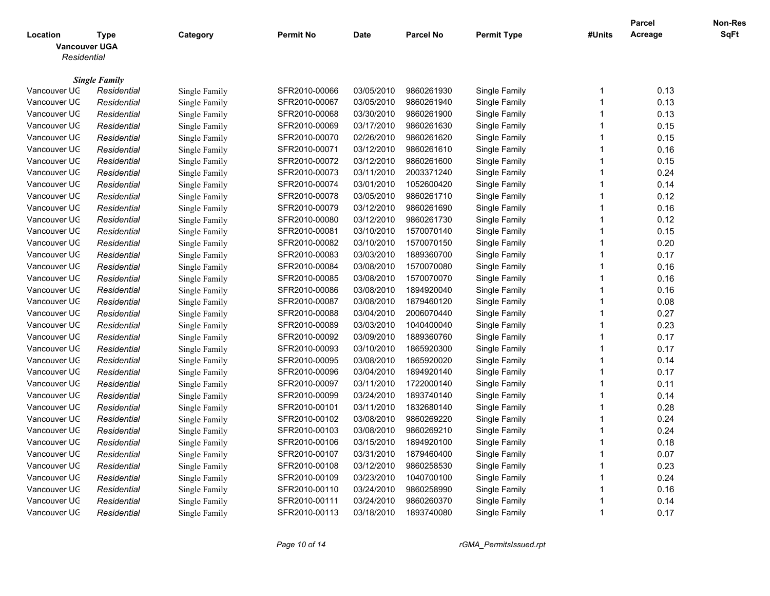| Location | Type | Category | Permit No | Date | Parcel No | Permit Type | #Units | Parcel Acreage | Non-Res SqFt |
|---|---|---|---|---|---|---|---|---|---|

**Vancouver UGA**

*Residential*

***Single Family***

| Location | Type | Category | Permit No | Date | Parcel No | Permit Type | #Units | Parcel Acreage | Non-Res SqFt |
|---|---|---|---|---|---|---|---|---|---|
| Vancouver UG | *Residential* | Single Family | SFR2010-00066 | 03/05/2010 | 9860261930 | Single Family | 1 | 0.13 | |
| Vancouver UG | *Residential* | Single Family | SFR2010-00067 | 03/05/2010 | 9860261940 | Single Family | 1 | 0.13 | |
| Vancouver UG | *Residential* | Single Family | SFR2010-00068 | 03/30/2010 | 9860261900 | Single Family | 1 | 0.13 | |
| Vancouver UG | *Residential* | Single Family | SFR2010-00069 | 03/17/2010 | 9860261630 | Single Family | 1 | 0.15 | |
| Vancouver UG | *Residential* | Single Family | SFR2010-00070 | 02/26/2010 | 9860261620 | Single Family | 1 | 0.15 | |
| Vancouver UG | *Residential* | Single Family | SFR2010-00071 | 03/12/2010 | 9860261610 | Single Family | 1 | 0.16 | |
| Vancouver UG | *Residential* | Single Family | SFR2010-00072 | 03/12/2010 | 9860261600 | Single Family | 1 | 0.15 | |
| Vancouver UG | *Residential* | Single Family | SFR2010-00073 | 03/11/2010 | 2003371240 | Single Family | 1 | 0.24 | |
| Vancouver UG | *Residential* | Single Family | SFR2010-00074 | 03/01/2010 | 1052600420 | Single Family | 1 | 0.14 | |
| Vancouver UG | *Residential* | Single Family | SFR2010-00078 | 03/05/2010 | 9860261710 | Single Family | 1 | 0.12 | |
| Vancouver UG | *Residential* | Single Family | SFR2010-00079 | 03/12/2010 | 9860261690 | Single Family | 1 | 0.16 | |
| Vancouver UG | *Residential* | Single Family | SFR2010-00080 | 03/12/2010 | 9860261730 | Single Family | 1 | 0.12 | |
| Vancouver UG | *Residential* | Single Family | SFR2010-00081 | 03/10/2010 | 1570070140 | Single Family | 1 | 0.15 | |
| Vancouver UG | *Residential* | Single Family | SFR2010-00082 | 03/10/2010 | 1570070150 | Single Family | 1 | 0.20 | |
| Vancouver UG | *Residential* | Single Family | SFR2010-00083 | 03/03/2010 | 1889360700 | Single Family | 1 | 0.17 | |
| Vancouver UG | *Residential* | Single Family | SFR2010-00084 | 03/08/2010 | 1570070080 | Single Family | 1 | 0.16 | |
| Vancouver UG | *Residential* | Single Family | SFR2010-00085 | 03/08/2010 | 1570070070 | Single Family | 1 | 0.16 | |
| Vancouver UG | *Residential* | Single Family | SFR2010-00086 | 03/08/2010 | 1894920040 | Single Family | 1 | 0.16 | |
| Vancouver UG | *Residential* | Single Family | SFR2010-00087 | 03/08/2010 | 1879460120 | Single Family | 1 | 0.08 | |
| Vancouver UG | *Residential* | Single Family | SFR2010-00088 | 03/04/2010 | 2006070440 | Single Family | 1 | 0.27 | |
| Vancouver UG | *Residential* | Single Family | SFR2010-00089 | 03/03/2010 | 1040400040 | Single Family | 1 | 0.23 | |
| Vancouver UG | *Residential* | Single Family | SFR2010-00092 | 03/09/2010 | 1889360760 | Single Family | 1 | 0.17 | |
| Vancouver UG | *Residential* | Single Family | SFR2010-00093 | 03/10/2010 | 1865920300 | Single Family | 1 | 0.17 | |
| Vancouver UG | *Residential* | Single Family | SFR2010-00095 | 03/08/2010 | 1865920020 | Single Family | 1 | 0.14 | |
| Vancouver UG | *Residential* | Single Family | SFR2010-00096 | 03/04/2010 | 1894920140 | Single Family | 1 | 0.17 | |
| Vancouver UG | *Residential* | Single Family | SFR2010-00097 | 03/11/2010 | 1722000140 | Single Family | 1 | 0.11 | |
| Vancouver UG | *Residential* | Single Family | SFR2010-00099 | 03/24/2010 | 1893740140 | Single Family | 1 | 0.14 | |
| Vancouver UG | *Residential* | Single Family | SFR2010-00101 | 03/11/2010 | 1832680140 | Single Family | 1 | 0.28 | |
| Vancouver UG | *Residential* | Single Family | SFR2010-00102 | 03/08/2010 | 9860269220 | Single Family | 1 | 0.24 | |
| Vancouver UG | *Residential* | Single Family | SFR2010-00103 | 03/08/2010 | 9860269210 | Single Family | 1 | 0.24 | |
| Vancouver UG | *Residential* | Single Family | SFR2010-00106 | 03/15/2010 | 1894920100 | Single Family | 1 | 0.18 | |
| Vancouver UG | *Residential* | Single Family | SFR2010-00107 | 03/31/2010 | 1879460400 | Single Family | 1 | 0.07 | |
| Vancouver UG | *Residential* | Single Family | SFR2010-00108 | 03/12/2010 | 9860258530 | Single Family | 1 | 0.23 | |
| Vancouver UG | *Residential* | Single Family | SFR2010-00109 | 03/23/2010 | 1040700100 | Single Family | 1 | 0.24 | |
| Vancouver UG | *Residential* | Single Family | SFR2010-00110 | 03/24/2010 | 9860258990 | Single Family | 1 | 0.16 | |
| Vancouver UG | *Residential* | Single Family | SFR2010-00111 | 03/24/2010 | 9860260370 | Single Family | 1 | 0.14 | |
| Vancouver UG | *Residential* | Single Family | SFR2010-00113 | 03/18/2010 | 1893740080 | Single Family | 1 | 0.17 | |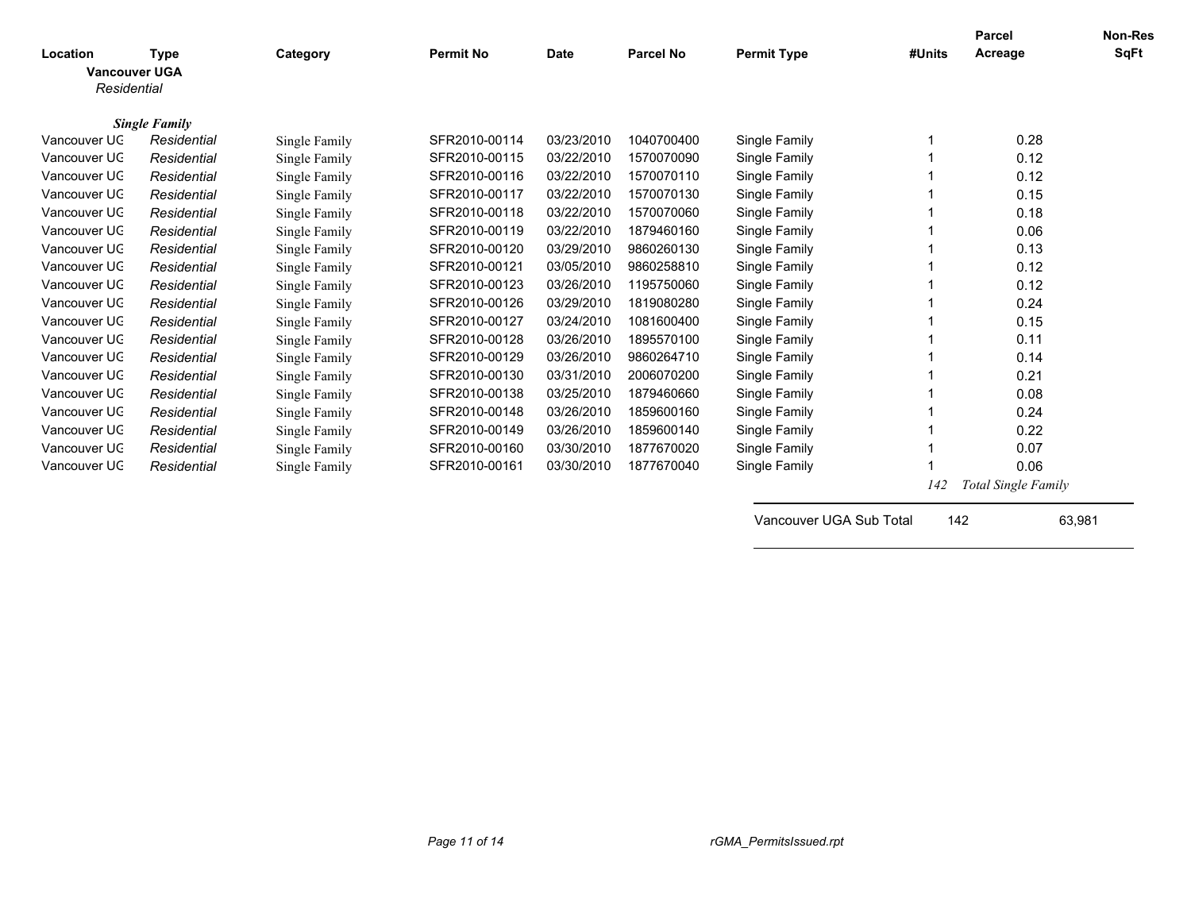| Location | Type | Category | Permit No | Date | Parcel No | Permit Type | #Units | Parcel Acreage | Non-Res SqFt |
|---|---|---|---|---|---|---|---|---|---|
| **Vancouver UGA** | | | | | | | | | |
| *Residential* | | | | | | | | | |
| | ***Single Family*** | | | | | | | | |
| Vancouver UG | *Residential* | Single Family | SFR2010-00114 | 03/23/2010 | 1040700400 | Single Family | 1 | 0.28 | |
| Vancouver UG | *Residential* | Single Family | SFR2010-00115 | 03/22/2010 | 1570070090 | Single Family | 1 | 0.12 | |
| Vancouver UG | *Residential* | Single Family | SFR2010-00116 | 03/22/2010 | 1570070110 | Single Family | 1 | 0.12 | |
| Vancouver UG | *Residential* | Single Family | SFR2010-00117 | 03/22/2010 | 1570070130 | Single Family | 1 | 0.15 | |
| Vancouver UG | *Residential* | Single Family | SFR2010-00118 | 03/22/2010 | 1570070060 | Single Family | 1 | 0.18 | |
| Vancouver UG | *Residential* | Single Family | SFR2010-00119 | 03/22/2010 | 1879460160 | Single Family | 1 | 0.06 | |
| Vancouver UG | *Residential* | Single Family | SFR2010-00120 | 03/29/2010 | 9860260130 | Single Family | 1 | 0.13 | |
| Vancouver UG | *Residential* | Single Family | SFR2010-00121 | 03/05/2010 | 9860258810 | Single Family | 1 | 0.12 | |
| Vancouver UG | *Residential* | Single Family | SFR2010-00123 | 03/26/2010 | 1195750060 | Single Family | 1 | 0.12 | |
| Vancouver UG | *Residential* | Single Family | SFR2010-00126 | 03/29/2010 | 1819080280 | Single Family | 1 | 0.24 | |
| Vancouver UG | *Residential* | Single Family | SFR2010-00127 | 03/24/2010 | 1081600400 | Single Family | 1 | 0.15 | |
| Vancouver UG | *Residential* | Single Family | SFR2010-00128 | 03/26/2010 | 1895570100 | Single Family | 1 | 0.11 | |
| Vancouver UG | *Residential* | Single Family | SFR2010-00129 | 03/26/2010 | 9860264710 | Single Family | 1 | 0.14 | |
| Vancouver UG | *Residential* | Single Family | SFR2010-00130 | 03/31/2010 | 2006070200 | Single Family | 1 | 0.21 | |
| Vancouver UG | *Residential* | Single Family | SFR2010-00138 | 03/25/2010 | 1879460660 | Single Family | 1 | 0.08 | |
| Vancouver UG | *Residential* | Single Family | SFR2010-00148 | 03/26/2010 | 1859600160 | Single Family | 1 | 0.24 | |
| Vancouver UG | *Residential* | Single Family | SFR2010-00149 | 03/26/2010 | 1859600140 | Single Family | 1 | 0.22 | |
| Vancouver UG | *Residential* | Single Family | SFR2010-00160 | 03/30/2010 | 1877670020 | Single Family | 1 | 0.07 | |
| Vancouver UG | *Residential* | Single Family | SFR2010-00161 | 03/30/2010 | 1877670040 | Single Family | 1 | 0.06 | |
| | | | | | | | *142* | *Total Single Family* | |
| | | | | | | Vancouver UGA Sub Total | 142 | | 63,981 |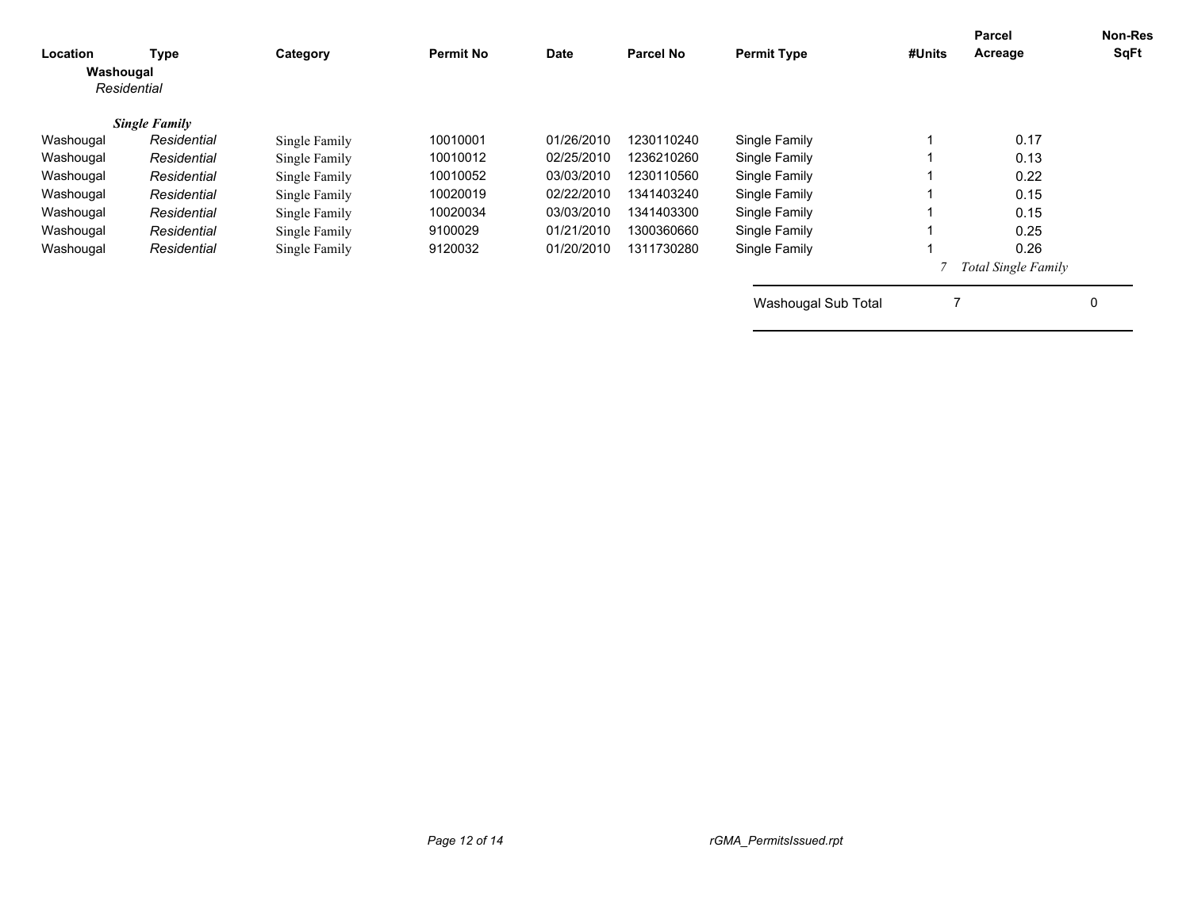| Location | Type | Category | Permit No | Date | Parcel No | Permit Type | #Units | Parcel Acreage | Non-Res SqFt |
|---|---|---|---|---|---|---|---|---|---|
| **Washougal** | | | | | | | | | |
| *Residential* | | | | | | | | | |
| ***Single Family*** | | | | | | | | | |
| Washougal | *Residential* | Single Family | 10010001 | 01/26/2010 | 1230110240 | Single Family | 1 | 0.17 | |
| Washougal | *Residential* | Single Family | 10010012 | 02/25/2010 | 1236210260 | Single Family | 1 | 0.13 | |
| Washougal | *Residential* | Single Family | 10010052 | 03/03/2010 | 1230110560 | Single Family | 1 | 0.22 | |
| Washougal | *Residential* | Single Family | 10020019 | 02/22/2010 | 1341403240 | Single Family | 1 | 0.15 | |
| Washougal | *Residential* | Single Family | 10020034 | 03/03/2010 | 1341403300 | Single Family | 1 | 0.15 | |
| Washougal | *Residential* | Single Family | 9100029 | 01/21/2010 | 1300360660 | Single Family | 1 | 0.25 | |
| Washougal | *Residential* | Single Family | 9120032 | 01/20/2010 | 1311730280 | Single Family | 1 | 0.26 | |
| | | | | | | | *7* | *Total Single Family* | |
| | | | | | | Washougal Sub Total | 7 | | 0 |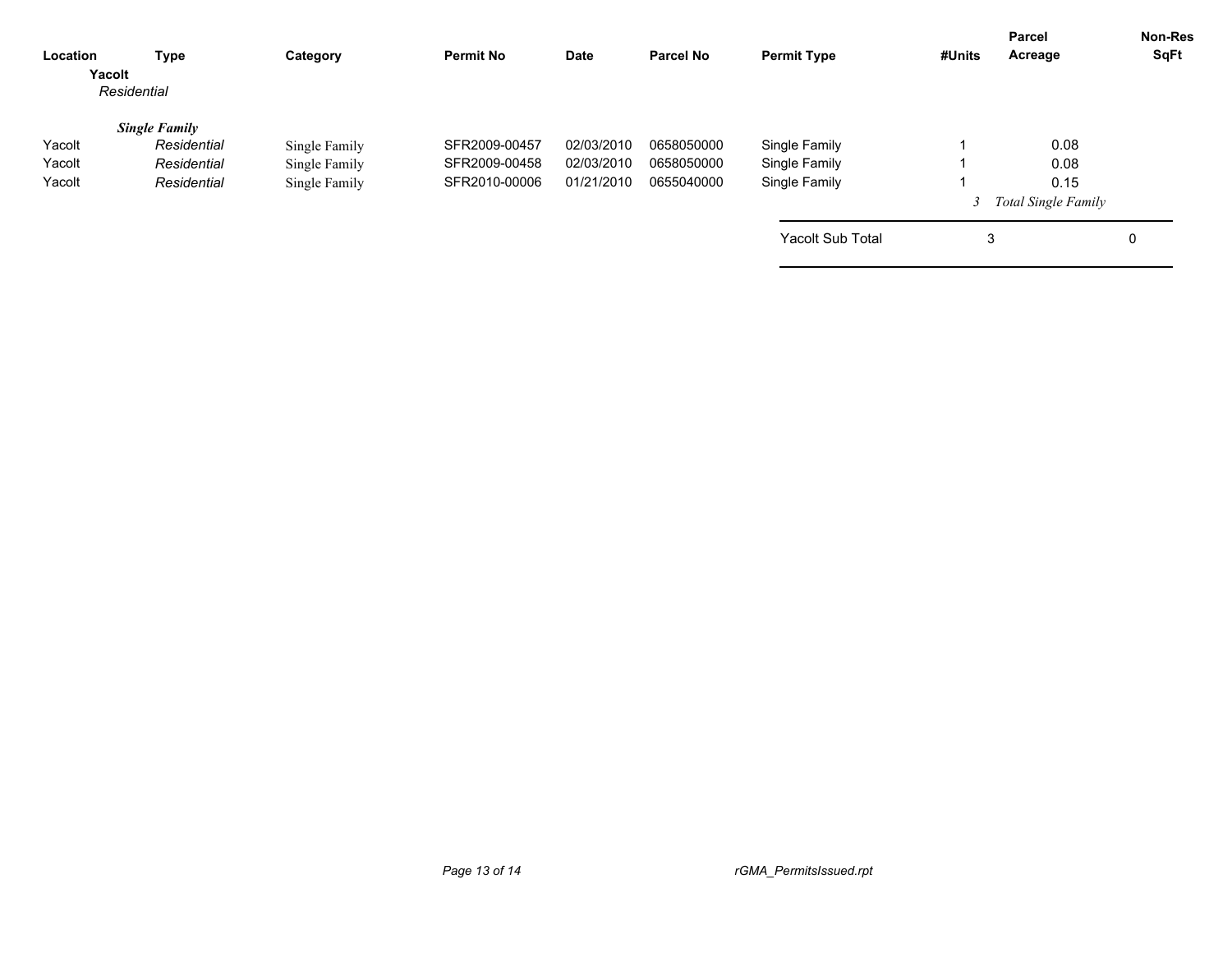| Location | Type | Category | Permit No | Date | Parcel No | Permit Type | #Units | Parcel Acreage | Non-Res SqFt |
|---|---|---|---|---|---|---|---|---|---|
| **Yacolt** | | | | | | | | | |
| *Residential* | | | | | | | | | |
| | ***Single Family*** | | | | | | | | |
| Yacolt | *Residential* | Single Family | SFR2009-00457 | 02/03/2010 | 0658050000 | Single Family | 1 | 0.08 | |
| Yacolt | *Residential* | Single Family | SFR2009-00458 | 02/03/2010 | 0658050000 | Single Family | 1 | 0.08 | |
| Yacolt | *Residential* | Single Family | SFR2010-00006 | 01/21/2010 | 0655040000 | Single Family | 1 | 0.15 | |
| | | | | | | | *3* | *Total Single Family* | |
| | | | | | | Yacolt Sub Total | 3 | | 0 |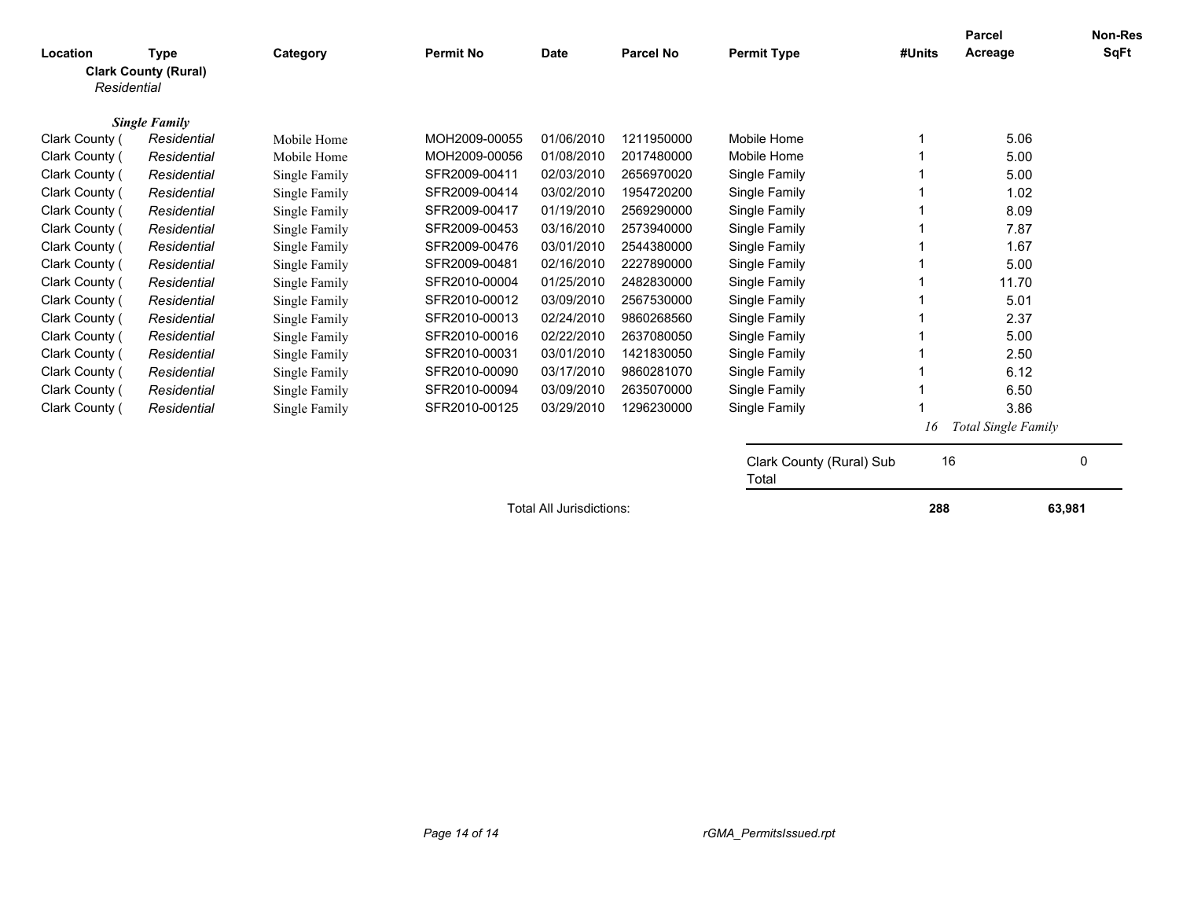| Location | Type | Category | Permit No | Date | Parcel No | Permit Type | #Units | Parcel Acreage | Non-Res SqFt |
|---|---|---|---|---|---|---|---|---|---|
| **Clark County (Rural)** | | | | | | | | | |
| *Residential* | | | | | | | | | |
| ***Single Family*** | | | | | | | | | |
| Clark County ( | *Residential* | Mobile Home | MOH2009-00055 | 01/06/2010 | 1211950000 | Mobile Home | 1 | 5.06 | |
| Clark County ( | *Residential* | Mobile Home | MOH2009-00056 | 01/08/2010 | 2017480000 | Mobile Home | 1 | 5.00 | |
| Clark County ( | *Residential* | Single Family | SFR2009-00411 | 02/03/2010 | 2656970020 | Single Family | 1 | 5.00 | |
| Clark County ( | *Residential* | Single Family | SFR2009-00414 | 03/02/2010 | 1954720200 | Single Family | 1 | 1.02 | |
| Clark County ( | *Residential* | Single Family | SFR2009-00417 | 01/19/2010 | 2569290000 | Single Family | 1 | 8.09 | |
| Clark County ( | *Residential* | Single Family | SFR2009-00453 | 03/16/2010 | 2573940000 | Single Family | 1 | 7.87 | |
| Clark County ( | *Residential* | Single Family | SFR2009-00476 | 03/01/2010 | 2544380000 | Single Family | 1 | 1.67 | |
| Clark County ( | *Residential* | Single Family | SFR2009-00481 | 02/16/2010 | 2227890000 | Single Family | 1 | 5.00 | |
| Clark County ( | *Residential* | Single Family | SFR2010-00004 | 01/25/2010 | 2482830000 | Single Family | 1 | 11.70 | |
| Clark County ( | *Residential* | Single Family | SFR2010-00012 | 03/09/2010 | 2567530000 | Single Family | 1 | 5.01 | |
| Clark County ( | *Residential* | Single Family | SFR2010-00013 | 02/24/2010 | 9860268560 | Single Family | 1 | 2.37 | |
| Clark County ( | *Residential* | Single Family | SFR2010-00016 | 02/22/2010 | 2637080050 | Single Family | 1 | 5.00 | |
| Clark County ( | *Residential* | Single Family | SFR2010-00031 | 03/01/2010 | 1421830050 | Single Family | 1 | 2.50 | |
| Clark County ( | *Residential* | Single Family | SFR2010-00090 | 03/17/2010 | 9860281070 | Single Family | 1 | 6.12 | |
| Clark County ( | *Residential* | Single Family | SFR2010-00094 | 03/09/2010 | 2635070000 | Single Family | 1 | 6.50 | |
| Clark County ( | *Residential* | Single Family | SFR2010-00125 | 03/29/2010 | 1296230000 | Single Family | 1 | 3.86 | |
| | | | | | | | *16* | *Total Single Family* | |
| | | | | | | Clark County (Rural) Sub Total | 16 | | 0 |
| | | | | Total All Jurisdictions: | | | **288** | | **63,981** |